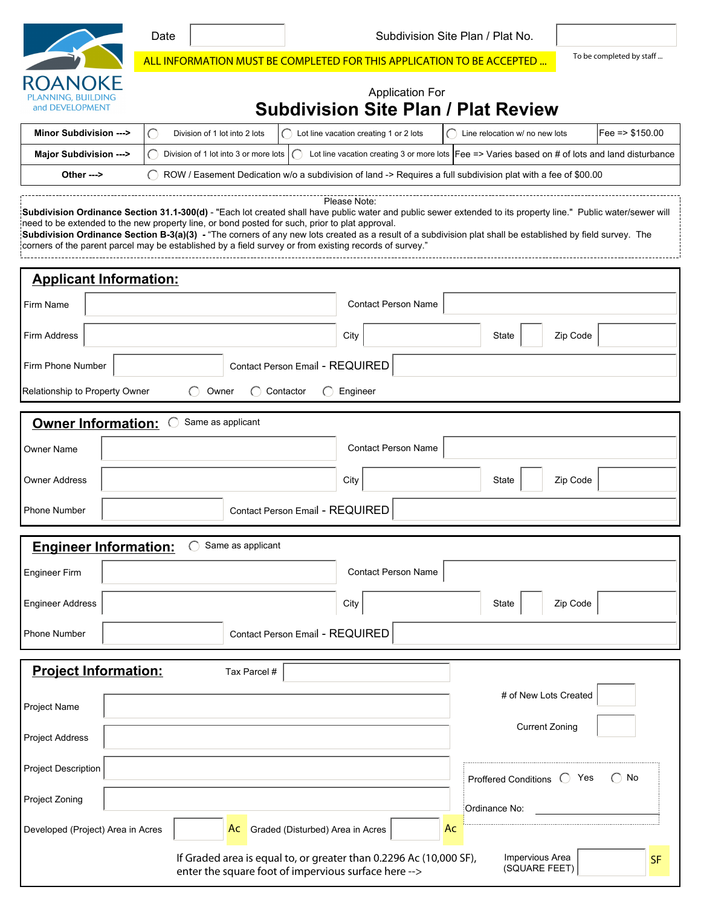ROANOKE
PLANNING, BUILDING and DEVELOPMENT

Date | Subdivision Site Plan / Plat No.

To be completed by staff ...

ALL INFORMATION MUST BE COMPLETED FOR THIS APPLICATION TO BE ACCEPTED ...

Application For

# Subdivision Site Plan / Plat Review

| | | | | |
|---|---|---|---|---|
| **Minor Subdivision --->** | ◯ Division of 1 lot into 2 lots | ◯ Lot line vacation creating 1 or 2 lots | ◯ Line relocation w/ no new lots | Fee => $150.00 |
| **Major Subdivision --->** | ◯ Division of 1 lot into 3 or more lots | ◯ Lot line vacation creating 3 or more lots | Fee => Varies based on # of lots and land disturbance | |
| **Other --->** | ◯ ROW / Easement Dedication w/o a subdivision of land -> Requires a full subdivision plat with a fee of $00.00 | | | |

Please Note:

**Subdivision Ordinance Section 31.1-300(d)** - "Each lot created shall have public water and public sewer extended to its property line." Public water/sewer will need to be extended to the new property line, or bond posted for such, prior to plat approval.

**Subdivision Ordinance Section B-3(a)(3)** - "The corners of any new lots created as a result of a subdivision plat shall be established by field survey. The corners of the parent parcel may be established by a field survey or from existing records of survey."

## Applicant Information:

Firm Name | Contact Person Name

Firm Address | City | State | Zip Code

Firm Phone Number | Contact Person Email - REQUIRED

Relationship to Property Owner ◯ Owner ◯ Contactor ◯ Engineer

## Owner Information: ◯ Same as applicant

Owner Name | Contact Person Name

Owner Address | City | State | Zip Code

Phone Number | Contact Person Email - REQUIRED

## Engineer Information: ◯ Same as applicant

Engineer Firm | Contact Person Name

Engineer Address | City | State | Zip Code

Phone Number | Contact Person Email - REQUIRED

## Project Information:

Tax Parcel #

Project Name

Project Address

Project Description

Project Zoning

# of New Lots Created

Current Zoning

Proffered Conditions ◯ Yes ◯ No

Ordinance No:

Developed (Project) Area in Acres ____ Ac | Graded (Disturbed) Area in Acres ____ Ac

If Graded area is equal to, or greater than 0.2296 Ac (10,000 SF), enter the square foot of impervious surface here -->

Impervious Area (SQUARE FEET) ____ SF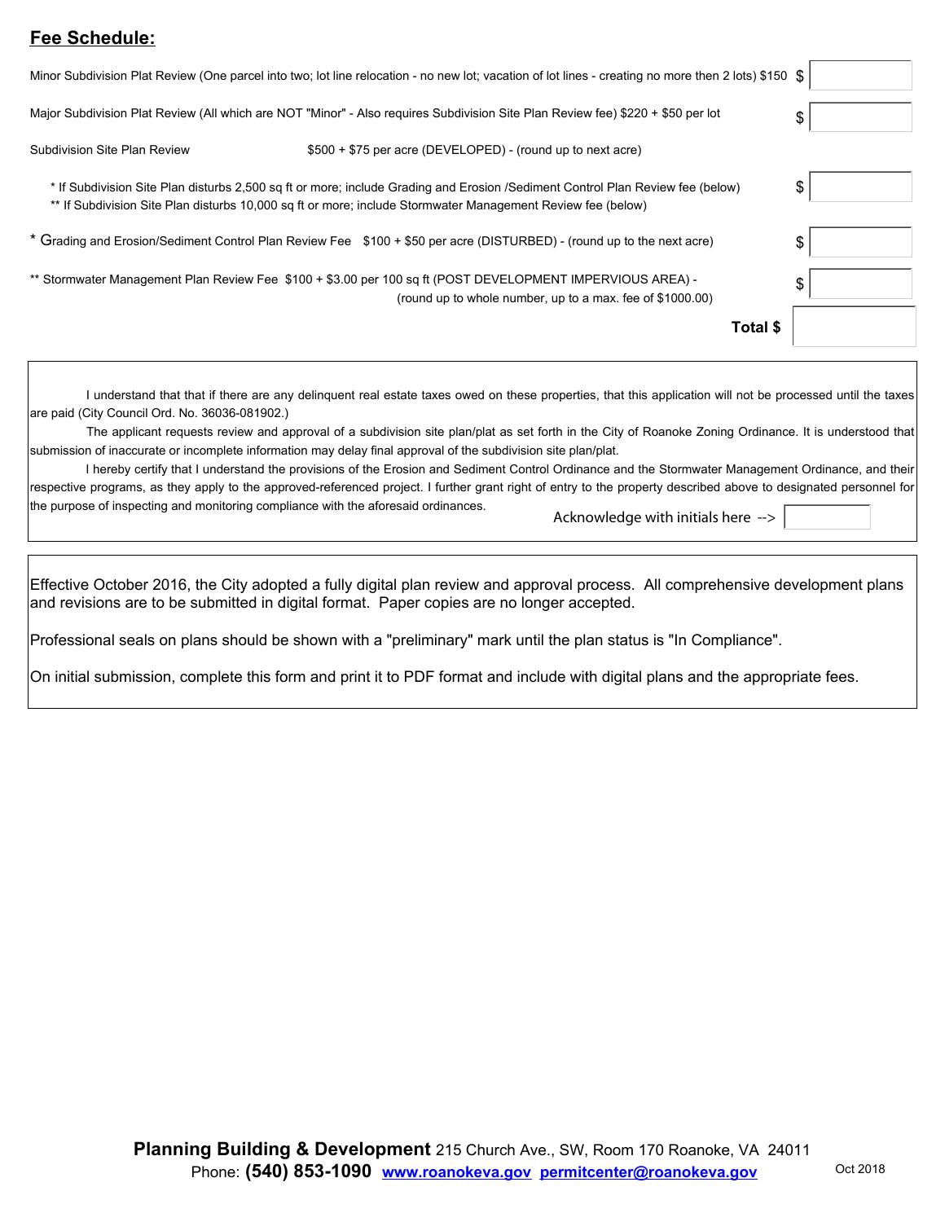## Fee Schedule:

| | | |
|---|---|---|
| Minor Subdivision Plat Review (One parcel into two; lot line relocation - no new lot; vacation of lot lines - creating no more then 2 lots) $150 | $ | |
| Major Subdivision Plat Review (All which are NOT "Minor" - Also requires Subdivision Site Plan Review fee) $220 + $50 per lot | $ | |
| Subdivision Site Plan Review $500 + $75 per acre (DEVELOPED) - (round up to next acre)<br>* If Subdivision Site Plan disturbs 2,500 sq ft or more; include Grading and Erosion /Sediment Control Plan Review fee (below)<br>** If Subdivision Site Plan disturbs 10,000 sq ft or more; include Stormwater Management Review fee (below) | $ | |
| * Grading and Erosion/Sediment Control Plan Review Fee $100 + $50 per acre (DISTURBED) - (round up to the next acre) | $ | |
| ** Stormwater Management Plan Review Fee $100 + $3.00 per 100 sq ft (POST DEVELOPMENT IMPERVIOUS AREA) - (round up to whole number, up to a max. fee of $1000.00) | $ | |
| **Total $** | | |

I understand that that if there are any delinquent real estate taxes owed on these properties, that this application will not be processed until the taxes are paid (City Council Ord. No. 36036-081902.)

The applicant requests review and approval of a subdivision site plan/plat as set forth in the City of Roanoke Zoning Ordinance. It is understood that submission of inaccurate or incomplete information may delay final approval of the subdivision site plan/plat.

I hereby certify that I understand the provisions of the Erosion and Sediment Control Ordinance and the Stormwater Management Ordinance, and their respective programs, as they apply to the approved-referenced project. I further grant right of entry to the property described above to designated personnel for the purpose of inspecting and monitoring compliance with the aforesaid ordinances.

Acknowledge with initials here --> ______

Effective October 2016, the City adopted a fully digital plan review and approval process. All comprehensive development plans and revisions are to be submitted in digital format. Paper copies are no longer accepted.

Professional seals on plans should be shown with a "preliminary" mark until the plan status is "In Compliance".

On initial submission, complete this form and print it to PDF format and include with digital plans and the appropriate fees.

**Planning Building & Development** 215 Church Ave., SW, Room 170 Roanoke, VA 24011
Phone: **(540) 853-1090** www.roanokeva.gov permitcenter@roanokeva.gov

Oct 2018